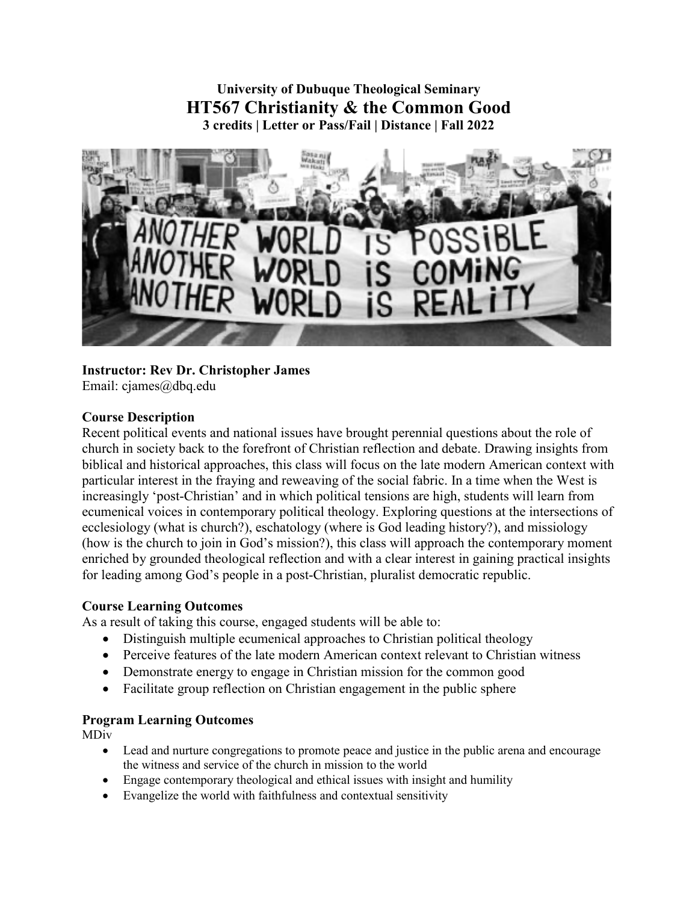**University of Dubuque Theological Seminary**

# HT567 Christianity & the Common Good

**3 credits | Letter or Pass/Fail | Distance | Fall 2022**

**Instructor: Rev Dr. Christopher James**
Email: cjames@dbq.edu

## Course Description

Recent political events and national issues have brought perennial questions about the role of church in society back to the forefront of Christian reflection and debate. Drawing insights from biblical and historical approaches, this class will focus on the late modern American context with particular interest in the fraying and reweaving of the social fabric. In a time when the West is increasingly 'post-Christian' and in which political tensions are high, students will learn from ecumenical voices in contemporary political theology. Exploring questions at the intersections of ecclesiology (what is church?), eschatology (where is God leading history?), and missiology (how is the church to join in God's mission?), this class will approach the contemporary moment enriched by grounded theological reflection and with a clear interest in gaining practical insights for leading among God's people in a post-Christian, pluralist democratic republic.

## Course Learning Outcomes

As a result of taking this course, engaged students will be able to:

- Distinguish multiple ecumenical approaches to Christian political theology
- Perceive features of the late modern American context relevant to Christian witness
- Demonstrate energy to engage in Christian mission for the common good
- Facilitate group reflection on Christian engagement in the public sphere

## Program Learning Outcomes

MDiv

- Lead and nurture congregations to promote peace and justice in the public arena and encourage the witness and service of the church in mission to the world
- Engage contemporary theological and ethical issues with insight and humility
- Evangelize the world with faithfulness and contextual sensitivity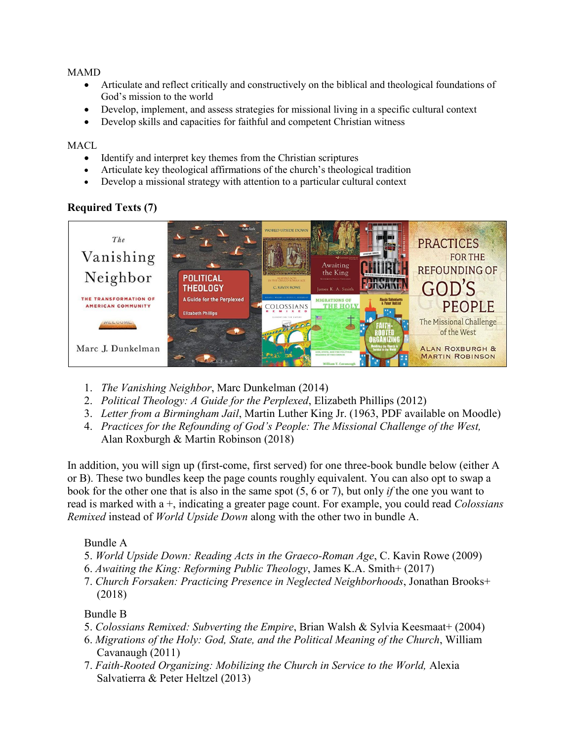MAMD

- Articulate and reflect critically and constructively on the biblical and theological foundations of God's mission to the world
- Develop, implement, and assess strategies for missional living in a specific cultural context
- Develop skills and capacities for faithful and competent Christian witness

MACL

- Identify and interpret key themes from the Christian scriptures
- Articulate key theological affirmations of the church's theological tradition
- Develop a missional strategy with attention to a particular cultural context

**Required Texts (7)**

1. *The Vanishing Neighbor*, Marc Dunkelman (2014)
2. *Political Theology: A Guide for the Perplexed*, Elizabeth Phillips (2012)
3. *Letter from a Birmingham Jail*, Martin Luther King Jr. (1963, PDF available on Moodle)
4. *Practices for the Refounding of God's People: The Missional Challenge of the West,* Alan Roxburgh & Martin Robinson (2018)

In addition, you will sign up (first-come, first served) for one three-book bundle below (either A or B). These two bundles keep the page counts roughly equivalent. You can also opt to swap a book for the other one that is also in the same spot (5, 6 or 7), but only *if* the one you want to read is marked with a +, indicating a greater page count. For example, you could read *Colossians Remixed* instead of *World Upside Down* along with the other two in bundle A.

Bundle A

5. *World Upside Down: Reading Acts in the Graeco-Roman Age*, C. Kavin Rowe (2009)
6. *Awaiting the King: Reforming Public Theology*, James K.A. Smith+ (2017)
7. *Church Forsaken: Practicing Presence in Neglected Neighborhoods*, Jonathan Brooks+ (2018)

Bundle B

5. *Colossians Remixed: Subverting the Empire*, Brian Walsh & Sylvia Keesmaat+ (2004)
6. *Migrations of the Holy: God, State, and the Political Meaning of the Church*, William Cavanaugh (2011)
7. *Faith-Rooted Organizing: Mobilizing the Church in Service to the World,* Alexia Salvatierra & Peter Heltzel (2013)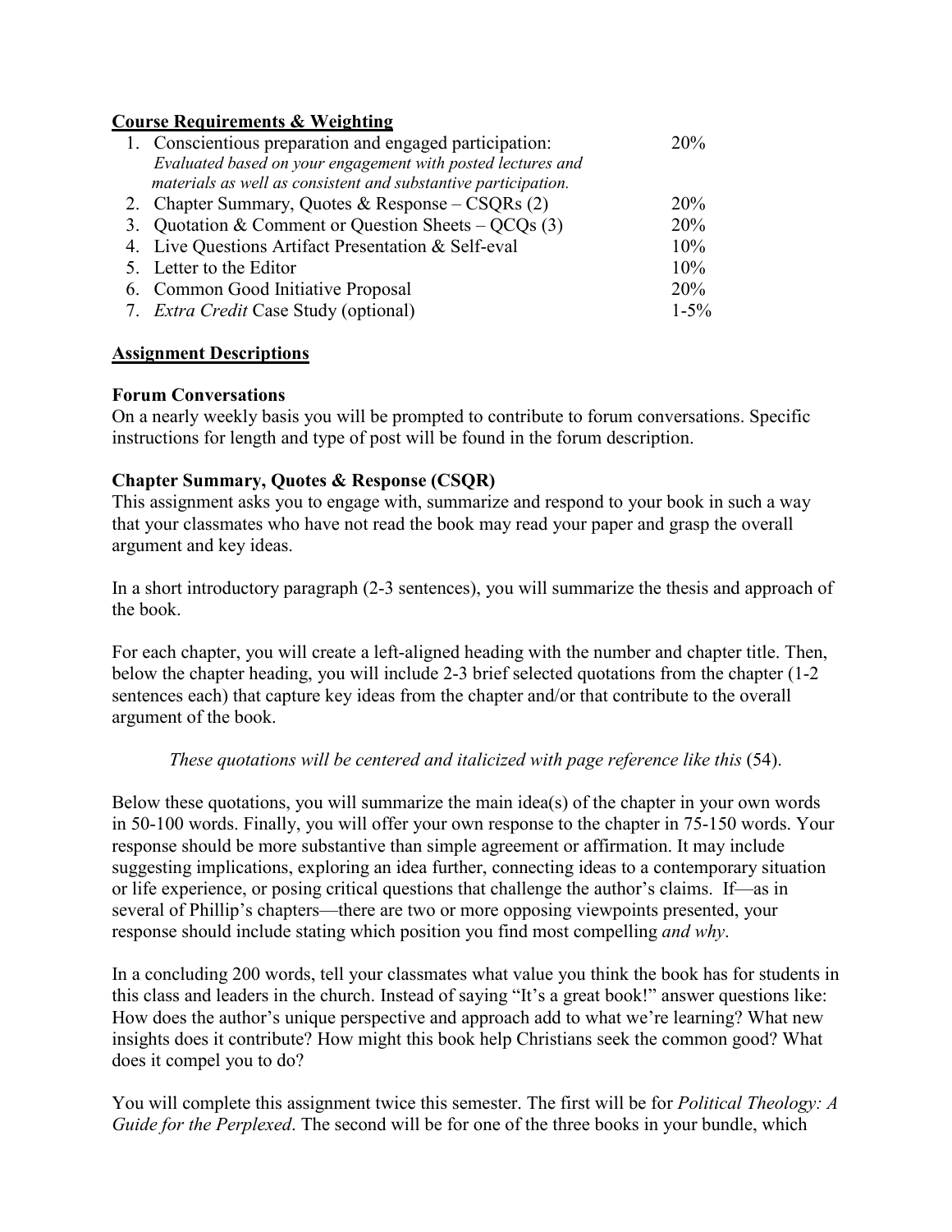**Course Requirements & Weighting**

1. Conscientious preparation and engaged participation: 20%
   *Evaluated based on your engagement with posted lectures and materials as well as consistent and substantive participation.*
2. Chapter Summary, Quotes & Response – CSQRs (2) 20%
3. Quotation & Comment or Question Sheets – QCQs (3) 20%
4. Live Questions Artifact Presentation & Self-eval 10%
5. Letter to the Editor 10%
6. Common Good Initiative Proposal 20%
7. *Extra Credit* Case Study (optional) 1-5%

**Assignment Descriptions**

**Forum Conversations**

On a nearly weekly basis you will be prompted to contribute to forum conversations. Specific instructions for length and type of post will be found in the forum description.

**Chapter Summary, Quotes & Response (CSQR)**

This assignment asks you to engage with, summarize and respond to your book in such a way that your classmates who have not read the book may read your paper and grasp the overall argument and key ideas.

In a short introductory paragraph (2-3 sentences), you will summarize the thesis and approach of the book.

For each chapter, you will create a left-aligned heading with the number and chapter title. Then, below the chapter heading, you will include 2-3 brief selected quotations from the chapter (1-2 sentences each) that capture key ideas from the chapter and/or that contribute to the overall argument of the book.

*These quotations will be centered and italicized with page reference like this* (54).

Below these quotations, you will summarize the main idea(s) of the chapter in your own words in 50-100 words. Finally, you will offer your own response to the chapter in 75-150 words. Your response should be more substantive than simple agreement or affirmation. It may include suggesting implications, exploring an idea further, connecting ideas to a contemporary situation or life experience, or posing critical questions that challenge the author's claims. If—as in several of Phillip's chapters—there are two or more opposing viewpoints presented, your response should include stating which position you find most compelling *and why*.

In a concluding 200 words, tell your classmates what value you think the book has for students in this class and leaders in the church. Instead of saying "It's a great book!" answer questions like: How does the author's unique perspective and approach add to what we're learning? What new insights does it contribute? How might this book help Christians seek the common good? What does it compel you to do?

You will complete this assignment twice this semester. The first will be for *Political Theology: A Guide for the Perplexed*. The second will be for one of the three books in your bundle, which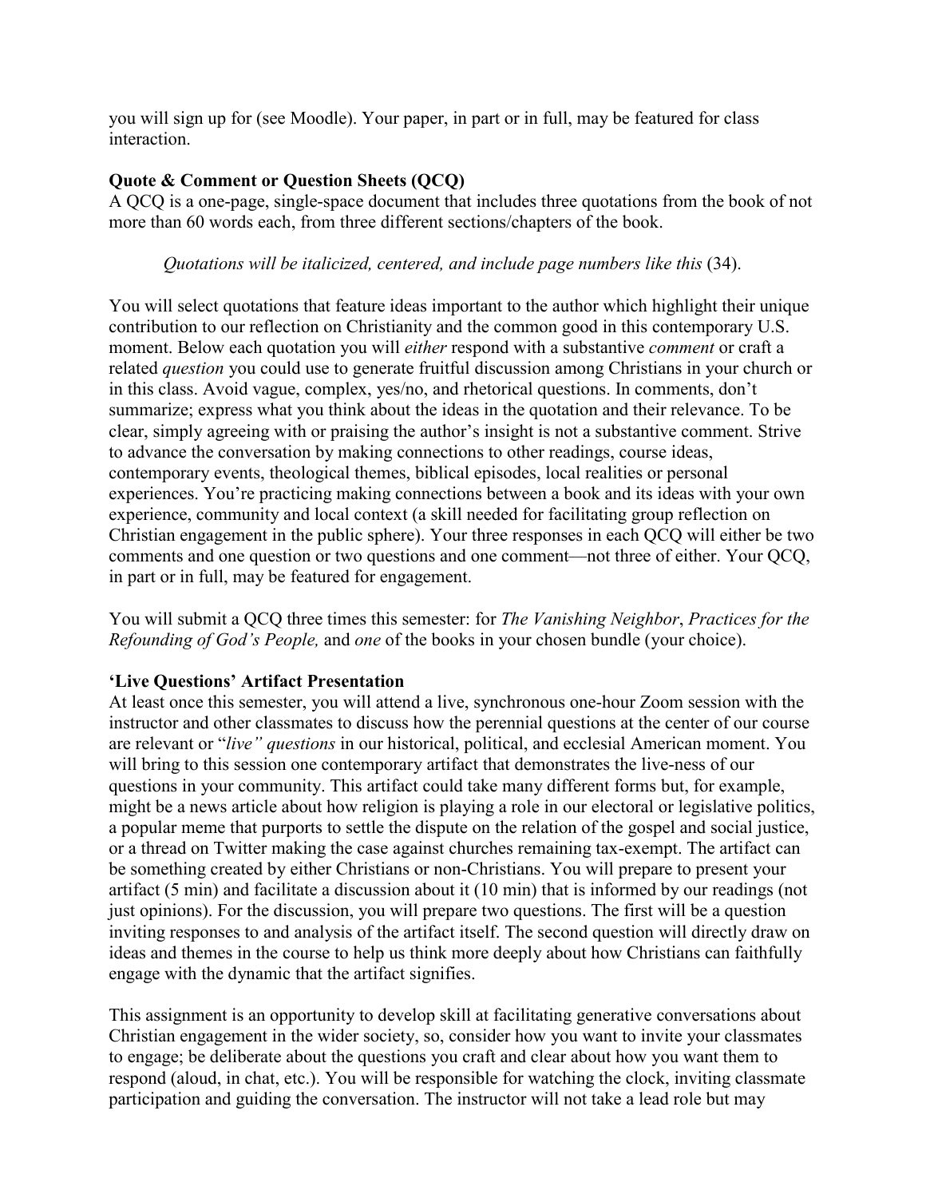you will sign up for (see Moodle). Your paper, in part or in full, may be featured for class interaction.

**Quote & Comment or Question Sheets (QCQ)**

A QCQ is a one-page, single-space document that includes three quotations from the book of not more than 60 words each, from three different sections/chapters of the book.

*Quotations will be italicized, centered, and include page numbers like this* (34).

You will select quotations that feature ideas important to the author which highlight their unique contribution to our reflection on Christianity and the common good in this contemporary U.S. moment. Below each quotation you will *either* respond with a substantive *comment* or craft a related *question* you could use to generate fruitful discussion among Christians in your church or in this class. Avoid vague, complex, yes/no, and rhetorical questions. In comments, don't summarize; express what you think about the ideas in the quotation and their relevance. To be clear, simply agreeing with or praising the author's insight is not a substantive comment. Strive to advance the conversation by making connections to other readings, course ideas, contemporary events, theological themes, biblical episodes, local realities or personal experiences. You're practicing making connections between a book and its ideas with your own experience, community and local context (a skill needed for facilitating group reflection on Christian engagement in the public sphere). Your three responses in each QCQ will either be two comments and one question or two questions and one comment—not three of either. Your QCQ, in part or in full, may be featured for engagement.

You will submit a QCQ three times this semester: for *The Vanishing Neighbor*, *Practices for the Refounding of God's People,* and *one* of the books in your chosen bundle (your choice).

**'Live Questions' Artifact Presentation**

At least once this semester, you will attend a live, synchronous one-hour Zoom session with the instructor and other classmates to discuss how the perennial questions at the center of our course are relevant or "*live" questions* in our historical, political, and ecclesial American moment. You will bring to this session one contemporary artifact that demonstrates the live-ness of our questions in your community. This artifact could take many different forms but, for example, might be a news article about how religion is playing a role in our electoral or legislative politics, a popular meme that purports to settle the dispute on the relation of the gospel and social justice, or a thread on Twitter making the case against churches remaining tax-exempt. The artifact can be something created by either Christians or non-Christians. You will prepare to present your artifact (5 min) and facilitate a discussion about it (10 min) that is informed by our readings (not just opinions). For the discussion, you will prepare two questions. The first will be a question inviting responses to and analysis of the artifact itself. The second question will directly draw on ideas and themes in the course to help us think more deeply about how Christians can faithfully engage with the dynamic that the artifact signifies.

This assignment is an opportunity to develop skill at facilitating generative conversations about Christian engagement in the wider society, so, consider how you want to invite your classmates to engage; be deliberate about the questions you craft and clear about how you want them to respond (aloud, in chat, etc.). You will be responsible for watching the clock, inviting classmate participation and guiding the conversation. The instructor will not take a lead role but may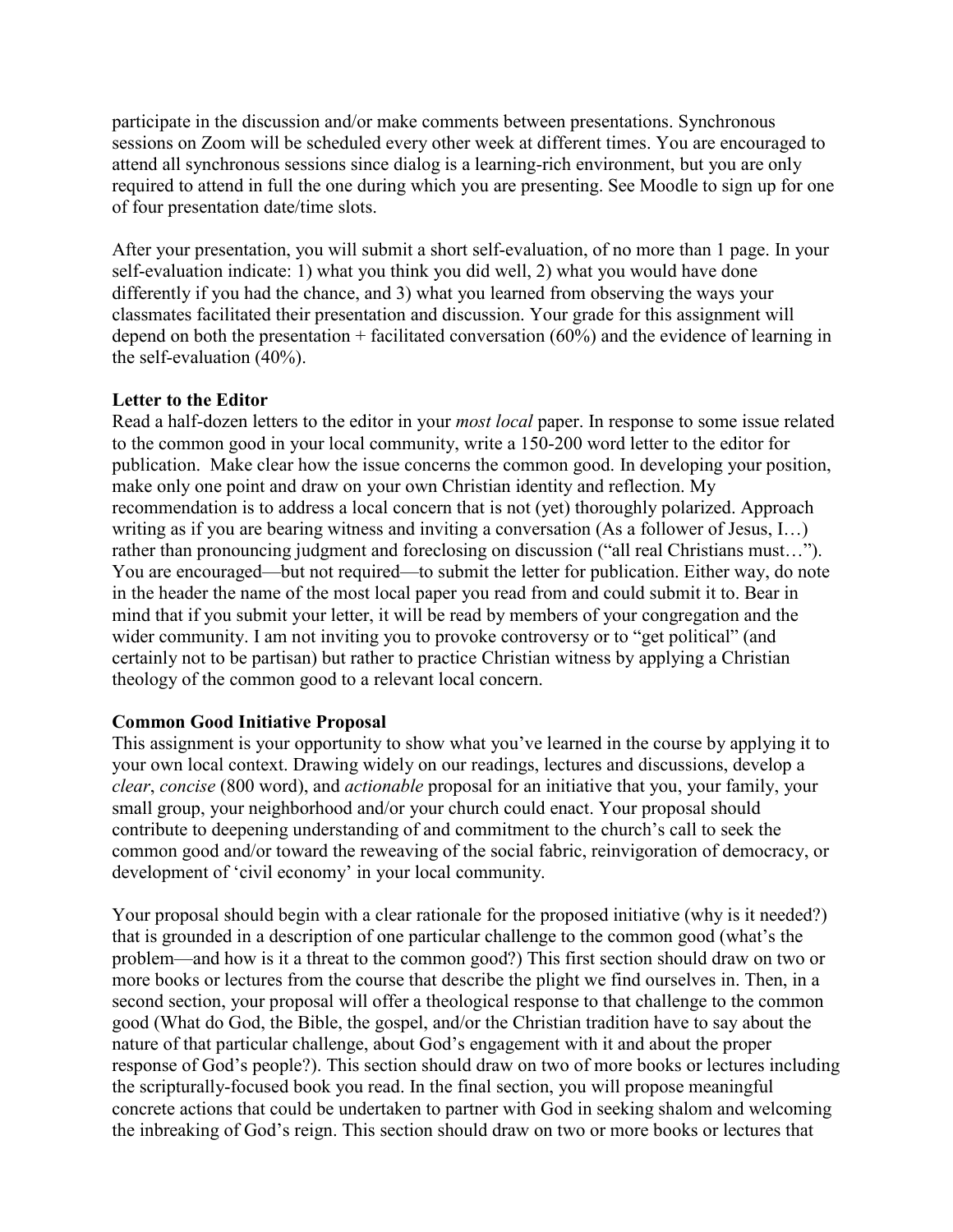participate in the discussion and/or make comments between presentations. Synchronous sessions on Zoom will be scheduled every other week at different times. You are encouraged to attend all synchronous sessions since dialog is a learning-rich environment, but you are only required to attend in full the one during which you are presenting. See Moodle to sign up for one of four presentation date/time slots.

After your presentation, you will submit a short self-evaluation, of no more than 1 page. In your self-evaluation indicate: 1) what you think you did well, 2) what you would have done differently if you had the chance, and 3) what you learned from observing the ways your classmates facilitated their presentation and discussion. Your grade for this assignment will depend on both the presentation + facilitated conversation (60%) and the evidence of learning in the self-evaluation (40%).

**Letter to the Editor**

Read a half-dozen letters to the editor in your *most local* paper. In response to some issue related to the common good in your local community, write a 150-200 word letter to the editor for publication. Make clear how the issue concerns the common good. In developing your position, make only one point and draw on your own Christian identity and reflection. My recommendation is to address a local concern that is not (yet) thoroughly polarized. Approach writing as if you are bearing witness and inviting a conversation (As a follower of Jesus, I…) rather than pronouncing judgment and foreclosing on discussion ("all real Christians must…"). You are encouraged—but not required—to submit the letter for publication. Either way, do note in the header the name of the most local paper you read from and could submit it to. Bear in mind that if you submit your letter, it will be read by members of your congregation and the wider community. I am not inviting you to provoke controversy or to "get political" (and certainly not to be partisan) but rather to practice Christian witness by applying a Christian theology of the common good to a relevant local concern.

**Common Good Initiative Proposal**

This assignment is your opportunity to show what you've learned in the course by applying it to your own local context. Drawing widely on our readings, lectures and discussions, develop a *clear*, *concise* (800 word), and *actionable* proposal for an initiative that you, your family, your small group, your neighborhood and/or your church could enact. Your proposal should contribute to deepening understanding of and commitment to the church's call to seek the common good and/or toward the reweaving of the social fabric, reinvigoration of democracy, or development of 'civil economy' in your local community.

Your proposal should begin with a clear rationale for the proposed initiative (why is it needed?) that is grounded in a description of one particular challenge to the common good (what's the problem—and how is it a threat to the common good?) This first section should draw on two or more books or lectures from the course that describe the plight we find ourselves in. Then, in a second section, your proposal will offer a theological response to that challenge to the common good (What do God, the Bible, the gospel, and/or the Christian tradition have to say about the nature of that particular challenge, about God's engagement with it and about the proper response of God's people?). This section should draw on two of more books or lectures including the scripturally-focused book you read. In the final section, you will propose meaningful concrete actions that could be undertaken to partner with God in seeking shalom and welcoming the inbreaking of God's reign. This section should draw on two or more books or lectures that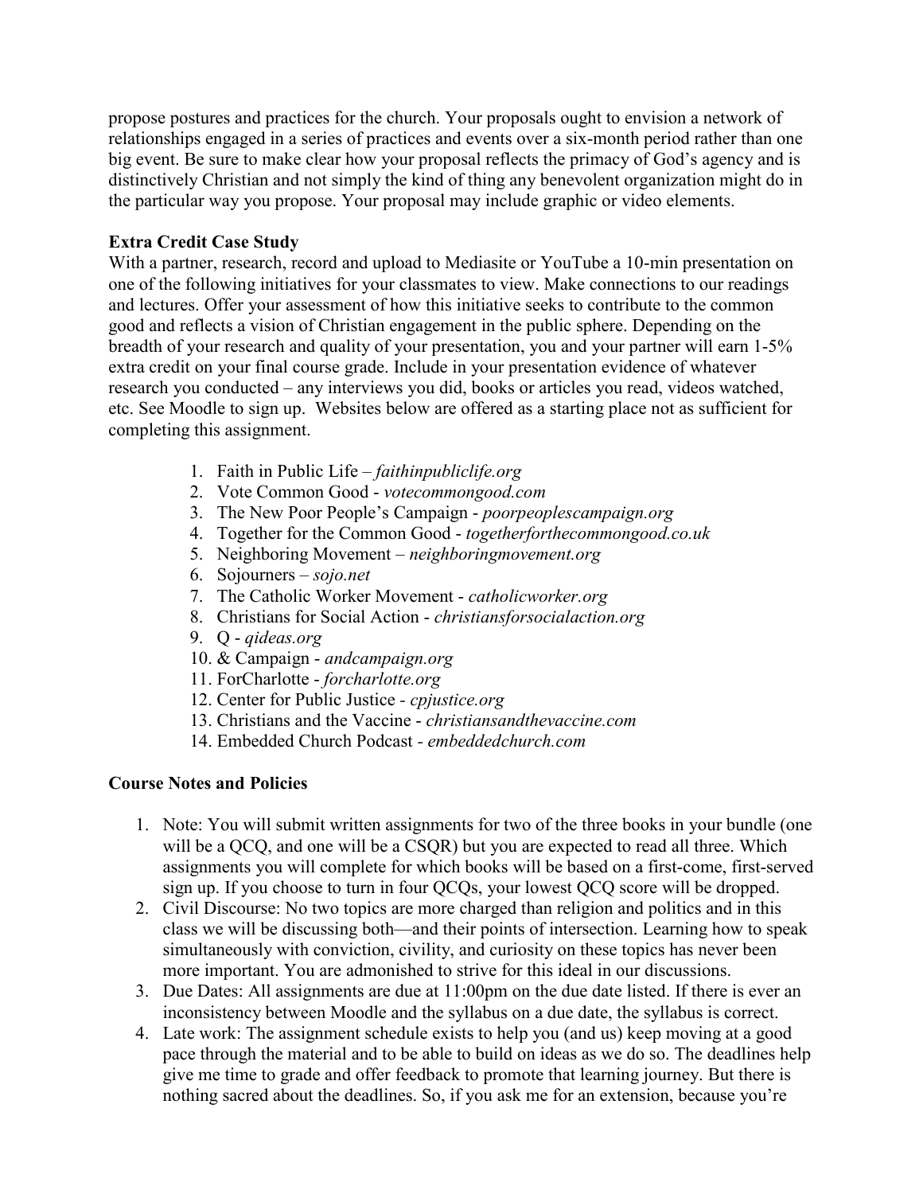propose postures and practices for the church. Your proposals ought to envision a network of relationships engaged in a series of practices and events over a six-month period rather than one big event. Be sure to make clear how your proposal reflects the primacy of God's agency and is distinctively Christian and not simply the kind of thing any benevolent organization might do in the particular way you propose. Your proposal may include graphic or video elements.

**Extra Credit Case Study**

With a partner, research, record and upload to Mediasite or YouTube a 10-min presentation on one of the following initiatives for your classmates to view. Make connections to our readings and lectures. Offer your assessment of how this initiative seeks to contribute to the common good and reflects a vision of Christian engagement in the public sphere. Depending on the breadth of your research and quality of your presentation, you and your partner will earn 1-5% extra credit on your final course grade. Include in your presentation evidence of whatever research you conducted – any interviews you did, books or articles you read, videos watched, etc. See Moodle to sign up. Websites below are offered as a starting place not as sufficient for completing this assignment.

1. Faith in Public Life – *faithinpubliclife.org*
2. Vote Common Good - *votecommongood.com*
3. The New Poor People's Campaign - *poorpeoplescampaign.org*
4. Together for the Common Good - *togetherforthecommongood.co.uk*
5. Neighboring Movement – *neighboringmovement.org*
6. Sojourners – *sojo.net*
7. The Catholic Worker Movement - *catholicworker.org*
8. Christians for Social Action - *christiansforsocialaction.org*
9. Q - *qideas.org*
10. & Campaign - *andcampaign.org*
11. ForCharlotte - *forcharlotte.org*
12. Center for Public Justice - *cpjustice.org*
13. Christians and the Vaccine - *christiansandthevaccine.com*
14. Embedded Church Podcast - *embeddedchurch.com*

**Course Notes and Policies**

1. Note: You will submit written assignments for two of the three books in your bundle (one will be a QCQ, and one will be a CSQR) but you are expected to read all three. Which assignments you will complete for which books will be based on a first-come, first-served sign up. If you choose to turn in four QCQs, your lowest QCQ score will be dropped.
2. Civil Discourse: No two topics are more charged than religion and politics and in this class we will be discussing both—and their points of intersection. Learning how to speak simultaneously with conviction, civility, and curiosity on these topics has never been more important. You are admonished to strive for this ideal in our discussions.
3. Due Dates: All assignments are due at 11:00pm on the due date listed. If there is ever an inconsistency between Moodle and the syllabus on a due date, the syllabus is correct.
4. Late work: The assignment schedule exists to help you (and us) keep moving at a good pace through the material and to be able to build on ideas as we do so. The deadlines help give me time to grade and offer feedback to promote that learning journey. But there is nothing sacred about the deadlines. So, if you ask me for an extension, because you're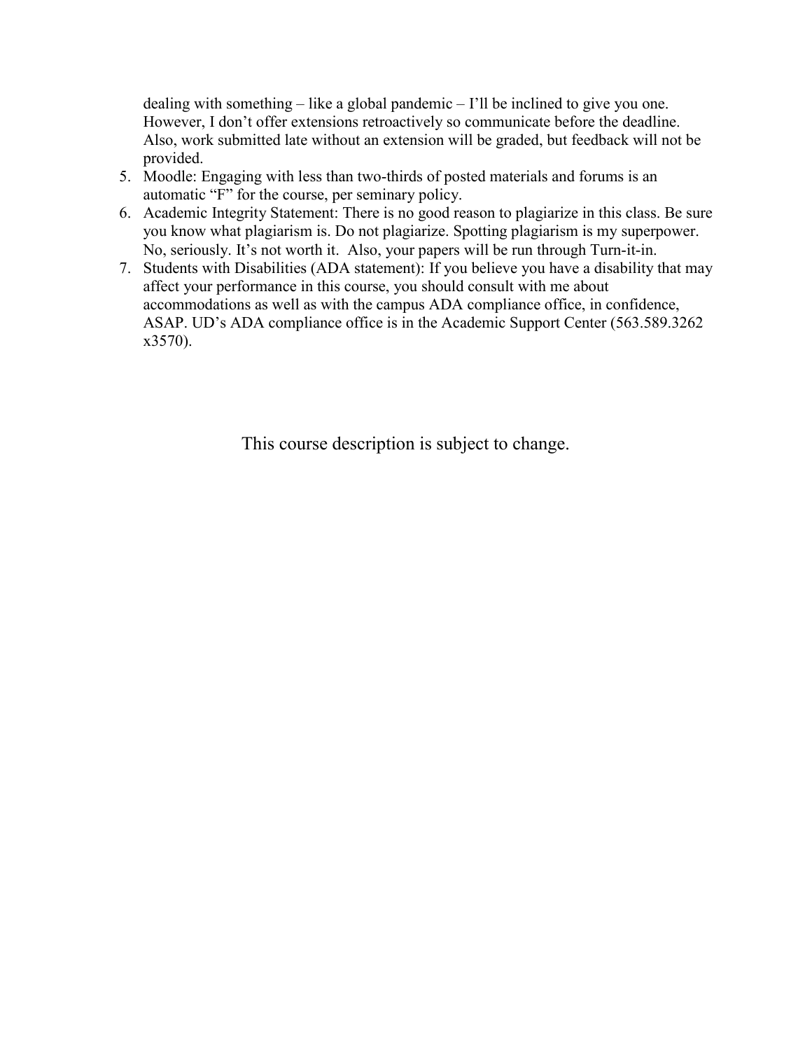dealing with something – like a global pandemic – I'll be inclined to give you one. However, I don't offer extensions retroactively so communicate before the deadline. Also, work submitted late without an extension will be graded, but feedback will not be provided.

5. Moodle: Engaging with less than two-thirds of posted materials and forums is an automatic "F" for the course, per seminary policy.
6. Academic Integrity Statement: There is no good reason to plagiarize in this class. Be sure you know what plagiarism is. Do not plagiarize. Spotting plagiarism is my superpower. No, seriously. It's not worth it. Also, your papers will be run through Turn-it-in.
7. Students with Disabilities (ADA statement): If you believe you have a disability that may affect your performance in this course, you should consult with me about accommodations as well as with the campus ADA compliance office, in confidence, ASAP. UD's ADA compliance office is in the Academic Support Center (563.589.3262 x3570).

This course description is subject to change.